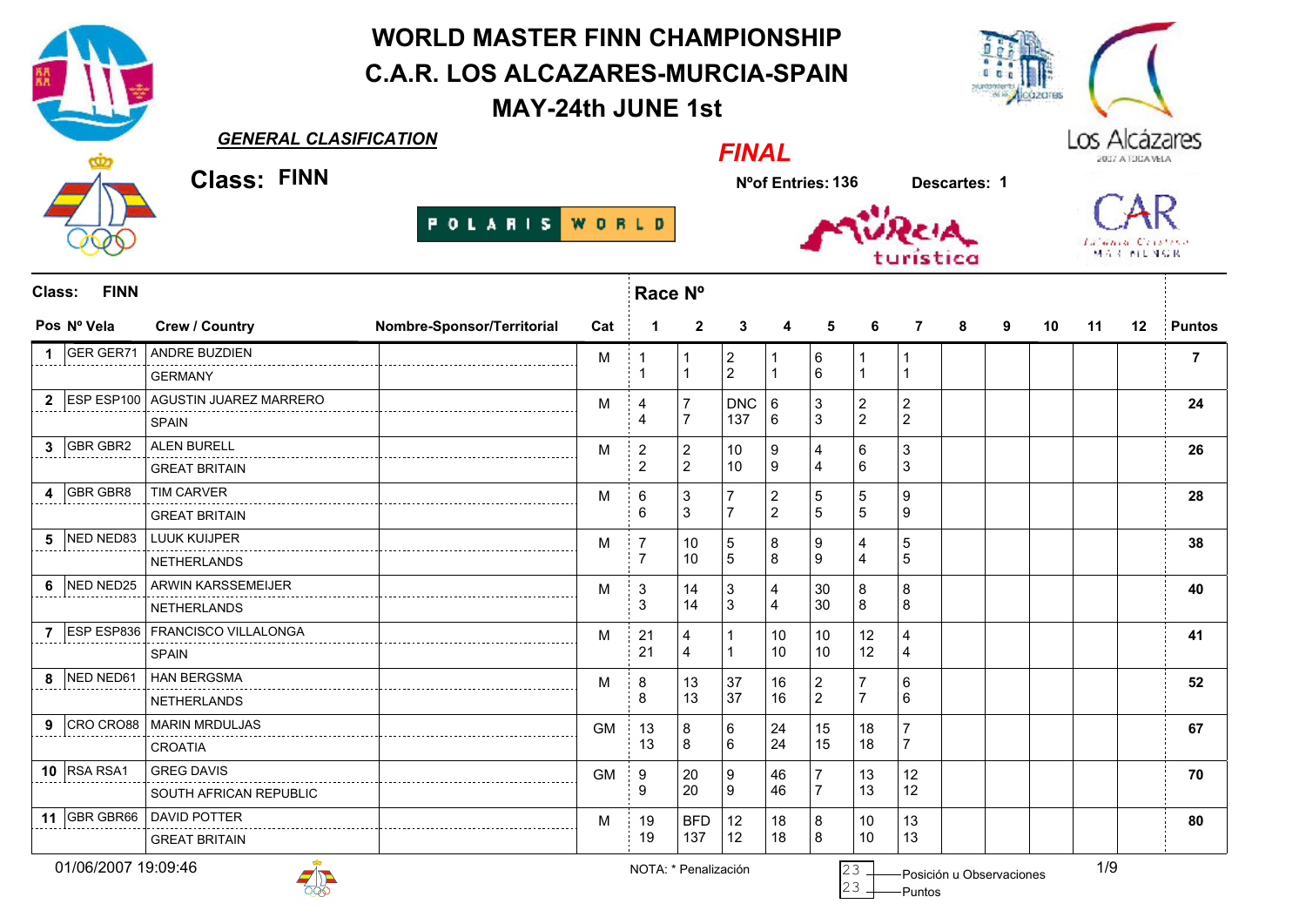# WORLD MASTER FINN CHAMPIONSHIP
# C.A.R. LOS ALCAZARES-MURCIA-SPAIN
## MAY-24th JUNE 1st

***GENERAL CLASIFICATION***

***FINAL***

**Class: FINN**

**NºofEntries: 136** **Descartes: 1**

POLARIS WORLD

| Pos | Nº Vela | Crew / Country | Nombre-Sponsor/Territorial | Cat | 1 | 2 | 3 | 4 | 5 | 6 | 7 | 8 | 9 | 10 | 11 | 12 | Puntos |
|---|---|---|---|---|---|---|---|---|---|---|---|---|---|---|---|---|---|
| 1 | GER GER71 | ANDRE BUZDIEN<br>GERMANY | | M | 1<br>1 | 1<br>1 | 2<br>2 | 1<br>1 | 6<br>6 | 1<br>1 | 1<br>1 | | | | | | 7 |
| 2 | ESP ESP100 | AGUSTIN JUAREZ MARRERO<br>SPAIN | | M | 4<br>4 | 7<br>7 | DNC<br>137 | 6<br>6 | 3<br>3 | 2<br>2 | 2<br>2 | | | | | | 24 |
| 3 | GBR GBR2 | ALEN BURELL<br>GREAT BRITAIN | | M | 2<br>2 | 2<br>2 | 10<br>10 | 9<br>9 | 4<br>4 | 6<br>6 | 3<br>3 | | | | | | 26 |
| 4 | GBR GBR8 | TIM CARVER<br>GREAT BRITAIN | | M | 6<br>6 | 3<br>3 | 7<br>7 | 2<br>2 | 5<br>5 | 5<br>5 | 9<br>9 | | | | | | 28 |
| 5 | NED NED83 | LUUK KUIJPER<br>NETHERLANDS | | M | 7<br>7 | 10<br>10 | 5<br>5 | 8<br>8 | 9<br>9 | 4<br>4 | 5<br>5 | | | | | | 38 |
| 6 | NED NED25 | ARWIN KARSSEMEIJER<br>NETHERLANDS | | M | 3<br>3 | 14<br>14 | 3<br>3 | 4<br>4 | 30<br>30 | 8<br>8 | 8<br>8 | | | | | | 40 |
| 7 | ESP ESP836 | FRANCISCO VILLALONGA<br>SPAIN | | M | 21<br>21 | 4<br>4 | 1<br>1 | 10<br>10 | 10<br>10 | 12<br>12 | 4<br>4 | | | | | | 41 |
| 8 | NED NED61 | HAN BERGSMA<br>NETHERLANDS | | M | 8<br>8 | 13<br>13 | 37<br>37 | 16<br>16 | 2<br>2 | 7<br>7 | 6<br>6 | | | | | | 52 |
| 9 | CRO CRO88 | MARIN MRDULJAS<br>CROATIA | | GM | 13<br>13 | 8<br>8 | 6<br>6 | 24<br>24 | 15<br>15 | 18<br>18 | 7<br>7 | | | | | | 67 |
| 10 | RSA RSA1 | GREG DAVIS<br>SOUTH AFRICAN REPUBLIC | | GM | 9<br>9 | 20<br>20 | 9<br>9 | 46<br>46 | 7<br>7 | 13<br>13 | 12<br>12 | | | | | | 70 |
| 11 | GBR GBR66 | DAVID POTTER<br>GREAT BRITAIN | | M | 19<br>19 | BFD<br>137 | 12<br>12 | 18<br>18 | 8<br>8 | 10<br>10 | 13<br>13 | | | | | | 80 |

01/06/2007 19:09:46

NOTA: * Penalización

23 — Posición u Observaciones
23 — Puntos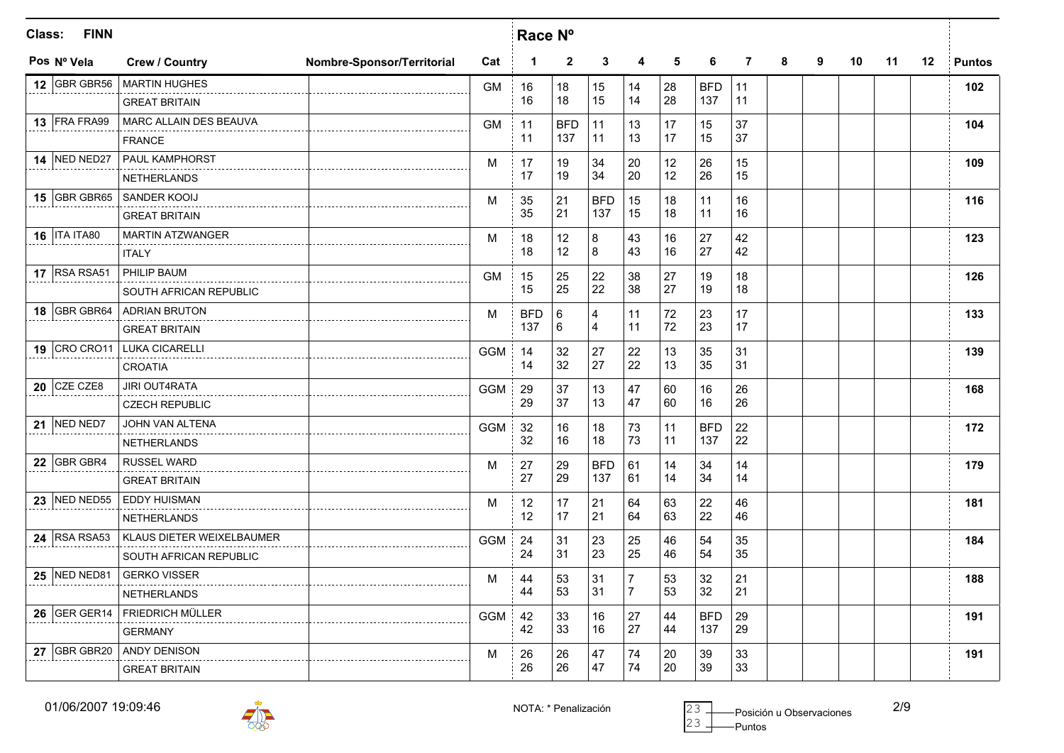**Class: FINN**

| Pos | Nº Vela | Crew / Country | Nombre-Sponsor/Territorial | Cat | 1 | 2 | 3 | 4 | 5 | 6 | 7 | 8 | 9 | 10 | 11 | 12 | Puntos |
|---|---|---|---|---|---|---|---|---|---|---|---|---|---|---|---|---|---|
| 12 | GBR GBR56 | MARTIN HUGHES<br>GREAT BRITAIN | | GM | 16<br>16 | 18<br>18 | 15<br>15 | 14<br>14 | 28<br>28 | BFD<br>137 | 11<br>11 | | | | | | 102 |
| 13 | FRA FRA99 | MARC ALLAIN DES BEAUVA<br>FRANCE | | GM | 11<br>11 | BFD<br>137 | 11<br>11 | 13<br>13 | 17<br>17 | 15<br>15 | 37<br>37 | | | | | | 104 |
| 14 | NED NED27 | PAUL KAMPHORST<br>NETHERLANDS | | M | 17<br>17 | 19<br>19 | 34<br>34 | 20<br>20 | 12<br>12 | 26<br>26 | 15<br>15 | | | | | | 109 |
| 15 | GBR GBR65 | SANDER KOOIJ<br>GREAT BRITAIN | | M | 35<br>35 | 21<br>21 | BFD<br>137 | 15<br>15 | 18<br>18 | 11<br>11 | 16<br>16 | | | | | | 116 |
| 16 | ITA ITA80 | MARTIN ATZWANGER<br>ITALY | | M | 18<br>18 | 12<br>12 | 8<br>8 | 43<br>43 | 16<br>16 | 27<br>27 | 42<br>42 | | | | | | 123 |
| 17 | RSA RSA51 | PHILIP BAUM<br>SOUTH AFRICAN REPUBLIC | | GM | 15<br>15 | 25<br>25 | 22<br>22 | 38<br>38 | 27<br>27 | 19<br>19 | 18<br>18 | | | | | | 126 |
| 18 | GBR GBR64 | ADRIAN BRUTON<br>GREAT BRITAIN | | M | BFD<br>137 | 6<br>6 | 4<br>4 | 11<br>11 | 72<br>72 | 23<br>23 | 17<br>17 | | | | | | 133 |
| 19 | CRO CRO11 | LUKA CICARELLI<br>CROATIA | | GGM | 14<br>14 | 32<br>32 | 27<br>27 | 22<br>22 | 13<br>13 | 35<br>35 | 31<br>31 | | | | | | 139 |
| 20 | CZE CZE8 | JIRI OUT4RATA<br>CZECH REPUBLIC | | GGM | 29<br>29 | 37<br>37 | 13<br>13 | 47<br>47 | 60<br>60 | 16<br>16 | 26<br>26 | | | | | | 168 |
| 21 | NED NED7 | JOHN VAN ALTENA<br>NETHERLANDS | | GGM | 32<br>32 | 16<br>16 | 18<br>18 | 73<br>73 | 11<br>11 | BFD<br>137 | 22<br>22 | | | | | | 172 |
| 22 | GBR GBR4 | RUSSEL WARD<br>GREAT BRITAIN | | M | 27<br>27 | 29<br>29 | BFD<br>137 | 61<br>61 | 14<br>14 | 34<br>34 | 14<br>14 | | | | | | 179 |
| 23 | NED NED55 | EDDY HUISMAN<br>NETHERLANDS | | M | 12<br>12 | 17<br>17 | 21<br>21 | 64<br>64 | 63<br>63 | 22<br>22 | 46<br>46 | | | | | | 181 |
| 24 | RSA RSA53 | KLAUS DIETER WEIXELBAUMER<br>SOUTH AFRICAN REPUBLIC | | GGM | 24<br>24 | 31<br>31 | 23<br>23 | 25<br>25 | 46<br>46 | 54<br>54 | 35<br>35 | | | | | | 184 |
| 25 | NED NED81 | GERKO VISSER<br>NETHERLANDS | | M | 44<br>44 | 53<br>53 | 31<br>31 | 7<br>7 | 53<br>53 | 32<br>32 | 21<br>21 | | | | | | 188 |
| 26 | GER GER14 | FRIEDRICH MÜLLER<br>GERMANY | | GGM | 42<br>42 | 33<br>33 | 16<br>16 | 27<br>27 | 44<br>44 | BFD<br>137 | 29<br>29 | | | | | | 191 |
| 27 | GBR GBR20 | ANDY DENISON<br>GREAT BRITAIN | | M | 26<br>26 | 26<br>26 | 47<br>47 | 74<br>74 | 20<br>20 | 39<br>39 | 33<br>33 | | | | | | 191 |

01/06/2007 19:09:46

NOTA: * Penalización — 23 Posición u Observaciones / 23 Puntos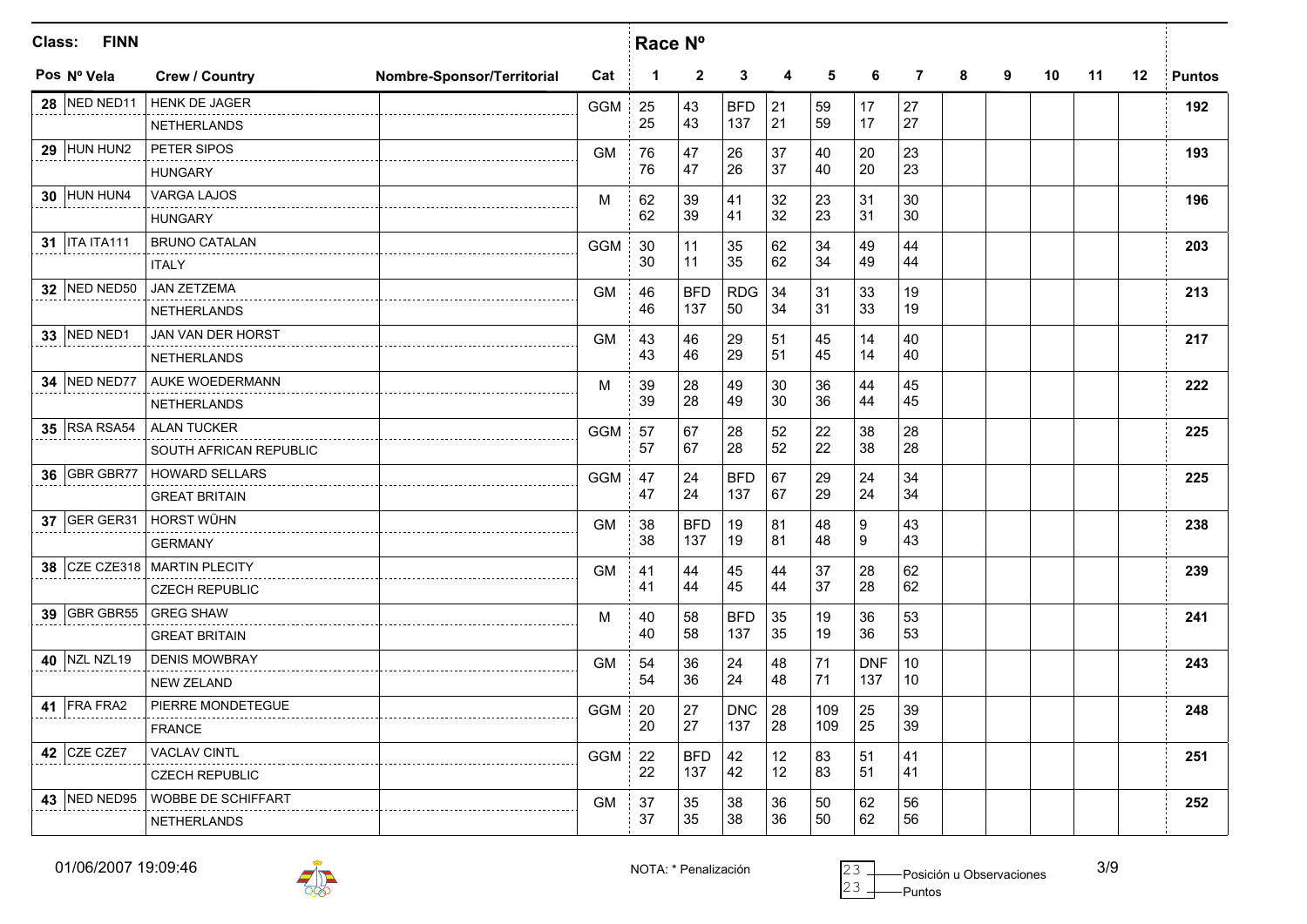**Class: FINN**

| Pos | Nº Vela | Crew / Country | Nombre-Sponsor/Territorial | Cat | Race Nº 1 | 2 | 3 | 4 | 5 | 6 | 7 | 8 | 9 | 10 | 11 | 12 | Puntos |
|---|---|---|---|---|---|---|---|---|---|---|---|---|---|---|---|---|---|
| 28 | NED NED11 | HENK DE JAGER<br>NETHERLANDS | | GGM | 25<br>25 | 43<br>43 | BFD<br>137 | 21<br>21 | 59<br>59 | 17<br>17 | 27<br>27 | | | | | | 192 |
| 29 | HUN HUN2 | PETER SIPOS<br>HUNGARY | | GM | 76<br>76 | 47<br>47 | 26<br>26 | 37<br>37 | 40<br>40 | 20<br>20 | 23<br>23 | | | | | | 193 |
| 30 | HUN HUN4 | VARGA LAJOS<br>HUNGARY | | M | 62<br>62 | 39<br>39 | 41<br>41 | 32<br>32 | 23<br>23 | 31<br>31 | 30<br>30 | | | | | | 196 |
| 31 | ITA ITA111 | BRUNO CATALAN<br>ITALY | | GGM | 30<br>30 | 11<br>11 | 35<br>35 | 62<br>62 | 34<br>34 | 49<br>49 | 44<br>44 | | | | | | 203 |
| 32 | NED NED50 | JAN ZETZEMA<br>NETHERLANDS | | GM | 46<br>46 | BFD<br>137 | RDG<br>50 | 34<br>34 | 31<br>31 | 33<br>33 | 19<br>19 | | | | | | 213 |
| 33 | NED NED1 | JAN VAN DER HORST<br>NETHERLANDS | | GM | 43<br>43 | 46<br>46 | 29<br>29 | 51<br>51 | 45<br>45 | 14<br>14 | 40<br>40 | | | | | | 217 |
| 34 | NED NED77 | AUKE WOEDERMANN<br>NETHERLANDS | | M | 39<br>39 | 28<br>28 | 49<br>49 | 30<br>30 | 36<br>36 | 44<br>44 | 45<br>45 | | | | | | 222 |
| 35 | RSA RSA54 | ALAN TUCKER<br>SOUTH AFRICAN REPUBLIC | | GGM | 57<br>57 | 67<br>67 | 28<br>28 | 52<br>52 | 22<br>22 | 38<br>38 | 28<br>28 | | | | | | 225 |
| 36 | GBR GBR77 | HOWARD SELLARS<br>GREAT BRITAIN | | GGM | 47<br>47 | 24<br>24 | BFD<br>137 | 67<br>67 | 29<br>29 | 24<br>24 | 34<br>34 | | | | | | 225 |
| 37 | GER GER31 | HORST WÜHN<br>GERMANY | | GM | 38<br>38 | BFD<br>137 | 19<br>19 | 81<br>81 | 48<br>48 | 9<br>9 | 43<br>43 | | | | | | 238 |
| 38 | CZE CZE318 | MARTIN PLECITY<br>CZECH REPUBLIC | | GM | 41<br>41 | 44<br>44 | 45<br>45 | 44<br>44 | 37<br>37 | 28<br>28 | 62<br>62 | | | | | | 239 |
| 39 | GBR GBR55 | GREG SHAW<br>GREAT BRITAIN | | M | 40<br>40 | 58<br>58 | BFD<br>137 | 35<br>35 | 19<br>19 | 36<br>36 | 53<br>53 | | | | | | 241 |
| 40 | NZL NZL19 | DENIS MOWBRAY<br>NEW ZELAND | | GM | 54<br>54 | 36<br>36 | 24<br>24 | 48<br>48 | 71<br>71 | DNF<br>137 | 10<br>10 | | | | | | 243 |
| 41 | FRA FRA2 | PIERRE MONDETEGUE<br>FRANCE | | GGM | 20<br>20 | 27<br>27 | DNC<br>137 | 28<br>28 | 109<br>109 | 25<br>25 | 39<br>39 | | | | | | 248 |
| 42 | CZE CZE7 | VACLAV CINTL<br>CZECH REPUBLIC | | GGM | 22<br>22 | BFD<br>137 | 42<br>42 | 12<br>12 | 83<br>83 | 51<br>51 | 41<br>41 | | | | | | 251 |
| 43 | NED NED95 | WOBBE DE SCHIFFART<br>NETHERLANDS | | GM | 37<br>37 | 35<br>35 | 38<br>38 | 36<br>36 | 50<br>50 | 62<br>62 | 56<br>56 | | | | | | 252 |

01/06/2007 19:09:46

NOTA: * Penalización

23 — Posición u Observaciones
23 — Puntos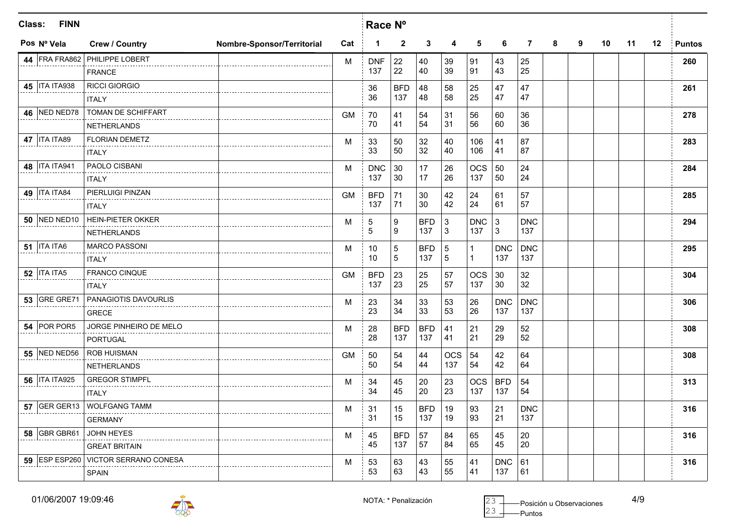**Class: FINN**

| Pos | Nº Vela | Crew / Country | Nombre-Sponsor/Territorial | Cat | 1 | 2 | 3 | 4 | 5 | 6 | 7 | 8 | 9 | 10 | 11 | 12 | Puntos |
|---|---|---|---|---|---|---|---|---|---|---|---|---|---|---|---|---|---|
| 44 | FRA FRA862 | PHILIPPE LOBERT<br>FRANCE | | M | DNF<br>137 | 22<br>22 | 40<br>40 | 39<br>39 | 91<br>91 | 43<br>43 | 25<br>25 | | | | | | 260 |
| 45 | ITA ITA938 | RICCI GIORGIO<br>ITALY | | | 36<br>36 | BFD<br>137 | 48<br>48 | 58<br>58 | 25<br>25 | 47<br>47 | 47<br>47 | | | | | | 261 |
| 46 | NED NED78 | TOMAN DE SCHIFFART<br>NETHERLANDS | | GM | 70<br>70 | 41<br>41 | 54<br>54 | 31<br>31 | 56<br>56 | 60<br>60 | 36<br>36 | | | | | | 278 |
| 47 | ITA ITA89 | FLORIAN DEMETZ<br>ITALY | | M | 33<br>33 | 50<br>50 | 32<br>32 | 40<br>40 | 106<br>106 | 41<br>41 | 87<br>87 | | | | | | 283 |
| 48 | ITA ITA941 | PAOLO CISBANI<br>ITALY | | M | DNC<br>137 | 30<br>30 | 17<br>17 | 26<br>26 | OCS<br>137 | 50<br>50 | 24<br>24 | | | | | | 284 |
| 49 | ITA ITA84 | PIERLUIGI PINZAN<br>ITALY | | GM | BFD<br>137 | 71<br>71 | 30<br>30 | 42<br>42 | 24<br>24 | 61<br>61 | 57<br>57 | | | | | | 285 |
| 50 | NED NED10 | HEIN-PIETER OKKER<br>NETHERLANDS | | M | 5<br>5 | 9<br>9 | BFD<br>137 | 3<br>3 | DNC<br>137 | 3<br>3 | DNC<br>137 | | | | | | 294 |
| 51 | ITA ITA6 | MARCO PASSONI<br>ITALY | | M | 10<br>10 | 5<br>5 | BFD<br>137 | 5<br>5 | 1<br>1 | DNC<br>137 | DNC<br>137 | | | | | | 295 |
| 52 | ITA ITA5 | FRANCO CINQUE<br>ITALY | | GM | BFD<br>137 | 23<br>23 | 25<br>25 | 57<br>57 | OCS<br>137 | 30<br>30 | 32<br>32 | | | | | | 304 |
| 53 | GRE GRE71 | PANAGIOTIS DAVOURLIS<br>GRECE | | M | 23<br>23 | 34<br>34 | 33<br>33 | 53<br>53 | 26<br>26 | DNC<br>137 | DNC<br>137 | | | | | | 306 |
| 54 | POR POR5 | JORGE PINHEIRO DE MELO<br>PORTUGAL | | M | 28<br>28 | BFD<br>137 | BFD<br>137 | 41<br>41 | 21<br>21 | 29<br>29 | 52<br>52 | | | | | | 308 |
| 55 | NED NED56 | ROB HUISMAN<br>NETHERLANDS | | GM | 50<br>50 | 54<br>54 | 44<br>44 | OCS<br>137 | 54<br>54 | 42<br>42 | 64<br>64 | | | | | | 308 |
| 56 | ITA ITA925 | GREGOR STIMPFL<br>ITALY | | M | 34<br>34 | 45<br>45 | 20<br>20 | 23<br>23 | OCS<br>137 | BFD<br>137 | 54<br>54 | | | | | | 313 |
| 57 | GER GER13 | WOLFGANG TAMM<br>GERMANY | | M | 31<br>31 | 15<br>15 | BFD<br>137 | 19<br>19 | 93<br>93 | 21<br>21 | DNC<br>137 | | | | | | 316 |
| 58 | GBR GBR61 | JOHN HEYES<br>GREAT BRITAIN | | M | 45<br>45 | BFD<br>137 | 57<br>57 | 84<br>84 | 65<br>65 | 45<br>45 | 20<br>20 | | | | | | 316 |
| 59 | ESP ESP260 | VICTOR SERRANO CONESA<br>SPAIN | | M | 53<br>53 | 63<br>63 | 43<br>43 | 55<br>55 | 41<br>41 | DNC<br>137 | 61<br>61 | | | | | | 316 |

01/06/2007 19:09:46

NOTA: * Penalización

23 — Posición u Observaciones
23 — Puntos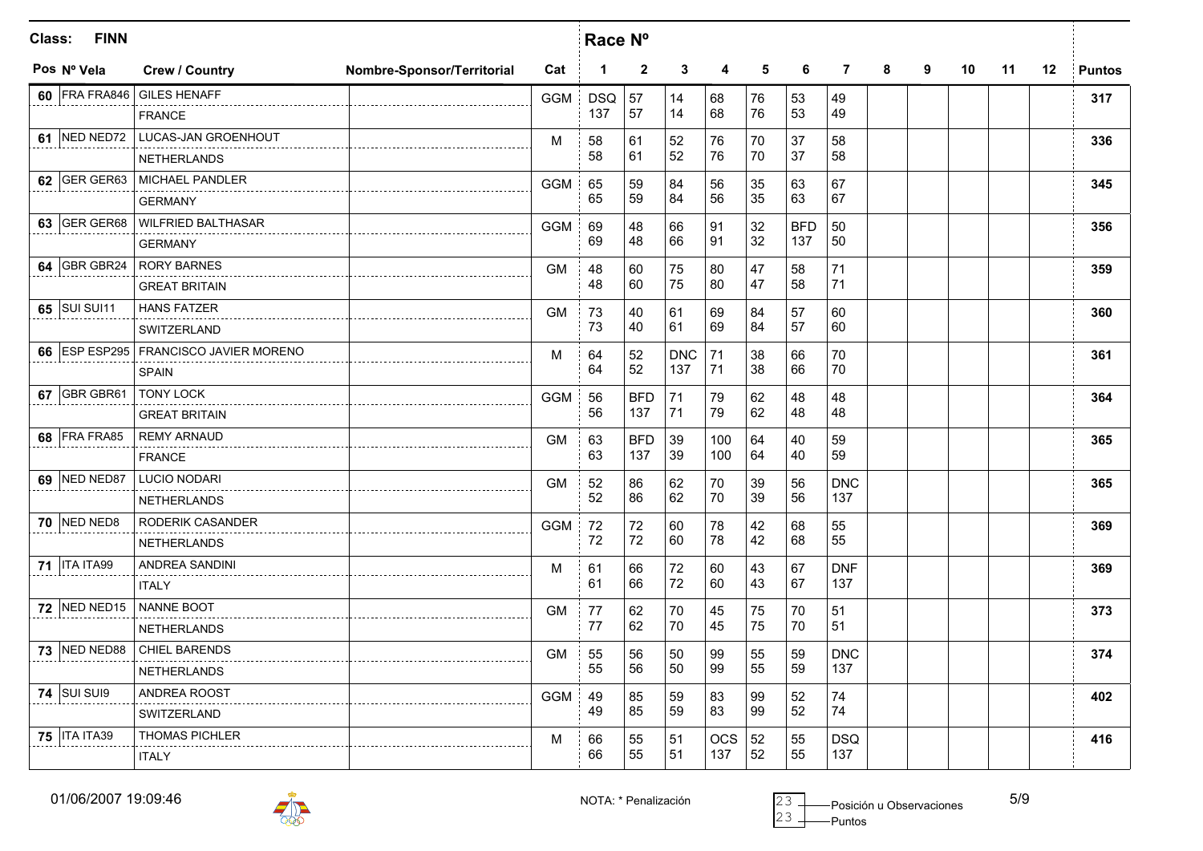**Class: FINN**

| Pos | Nº Vela | Crew / Country | Nombre-Sponsor/Territorial | Cat | 1 | 2 | 3 | 4 | 5 | 6 | 7 | 8 | 9 | 10 | 11 | 12 | Puntos |
|---|---|---|---|---|---|---|---|---|---|---|---|---|---|---|---|---|---|
| 60 | FRA FRA846 | GILES HENAFF<br>FRANCE | | GGM | DSQ<br>137 | 57<br>57 | 14<br>14 | 68<br>68 | 76<br>76 | 53<br>53 | 49<br>49 | | | | | | 317 |
| 61 | NED NED72 | LUCAS-JAN GROENHOUT<br>NETHERLANDS | | M | 58<br>58 | 61<br>61 | 52<br>52 | 76<br>76 | 70<br>70 | 37<br>37 | 58<br>58 | | | | | | 336 |
| 62 | GER GER63 | MICHAEL PANDLER<br>GERMANY | | GGM | 65<br>65 | 59<br>59 | 84<br>84 | 56<br>56 | 35<br>35 | 63<br>63 | 67<br>67 | | | | | | 345 |
| 63 | GER GER68 | WILFRIED BALTHASAR<br>GERMANY | | GGM | 69<br>69 | 48<br>48 | 66<br>66 | 91<br>91 | 32<br>32 | BFD<br>137 | 50<br>50 | | | | | | 356 |
| 64 | GBR GBR24 | RORY BARNES<br>GREAT BRITAIN | | GM | 48<br>48 | 60<br>60 | 75<br>75 | 80<br>80 | 47<br>47 | 58<br>58 | 71<br>71 | | | | | | 359 |
| 65 | SUI SUI11 | HANS FATZER<br>SWITZERLAND | | GM | 73<br>73 | 40<br>40 | 61<br>61 | 69<br>69 | 84<br>84 | 57<br>57 | 60<br>60 | | | | | | 360 |
| 66 | ESP ESP295 | FRANCISCO JAVIER MORENO<br>SPAIN | | M | 64<br>64 | 52<br>52 | DNC<br>137 | 71<br>71 | 38<br>38 | 66<br>66 | 70<br>70 | | | | | | 361 |
| 67 | GBR GBR61 | TONY LOCK<br>GREAT BRITAIN | | GGM | 56<br>56 | BFD<br>137 | 71<br>71 | 79<br>79 | 62<br>62 | 48<br>48 | 48<br>48 | | | | | | 364 |
| 68 | FRA FRA85 | REMY ARNAUD<br>FRANCE | | GM | 63<br>63 | BFD<br>137 | 39<br>39 | 100<br>100 | 64<br>64 | 40<br>40 | 59<br>59 | | | | | | 365 |
| 69 | NED NED87 | LUCIO NODARI<br>NETHERLANDS | | GM | 52<br>52 | 86<br>86 | 62<br>62 | 70<br>70 | 39<br>39 | 56<br>56 | DNC<br>137 | | | | | | 365 |
| 70 | NED NED8 | RODERIK CASANDER<br>NETHERLANDS | | GGM | 72<br>72 | 72<br>72 | 60<br>60 | 78<br>78 | 42<br>42 | 68<br>68 | 55<br>55 | | | | | | 369 |
| 71 | ITA ITA99 | ANDREA SANDINI<br>ITALY | | M | 61<br>61 | 66<br>66 | 72<br>72 | 60<br>60 | 43<br>43 | 67<br>67 | DNF<br>137 | | | | | | 369 |
| 72 | NED NED15 | NANNE BOOT<br>NETHERLANDS | | GM | 77<br>77 | 62<br>62 | 70<br>70 | 45<br>45 | 75<br>75 | 70<br>70 | 51<br>51 | | | | | | 373 |
| 73 | NED NED88 | CHIEL BARENDS<br>NETHERLANDS | | GM | 55<br>55 | 56<br>56 | 50<br>50 | 99<br>99 | 55<br>55 | 59<br>59 | DNC<br>137 | | | | | | 374 |
| 74 | SUI SUI9 | ANDREA ROOST<br>SWITZERLAND | | GGM | 49<br>49 | 85<br>85 | 59<br>59 | 83<br>83 | 99<br>99 | 52<br>52 | 74<br>74 | | | | | | 402 |
| 75 | ITA ITA39 | THOMAS PICHLER<br>ITALY | | M | 66<br>66 | 55<br>55 | 51<br>51 | OCS<br>137 | 52<br>52 | 55<br>55 | DSQ<br>137 | | | | | | 416 |

01/06/2007 19:09:46

NOTA: * Penalización

23 — Posición u Observaciones
23 — Puntos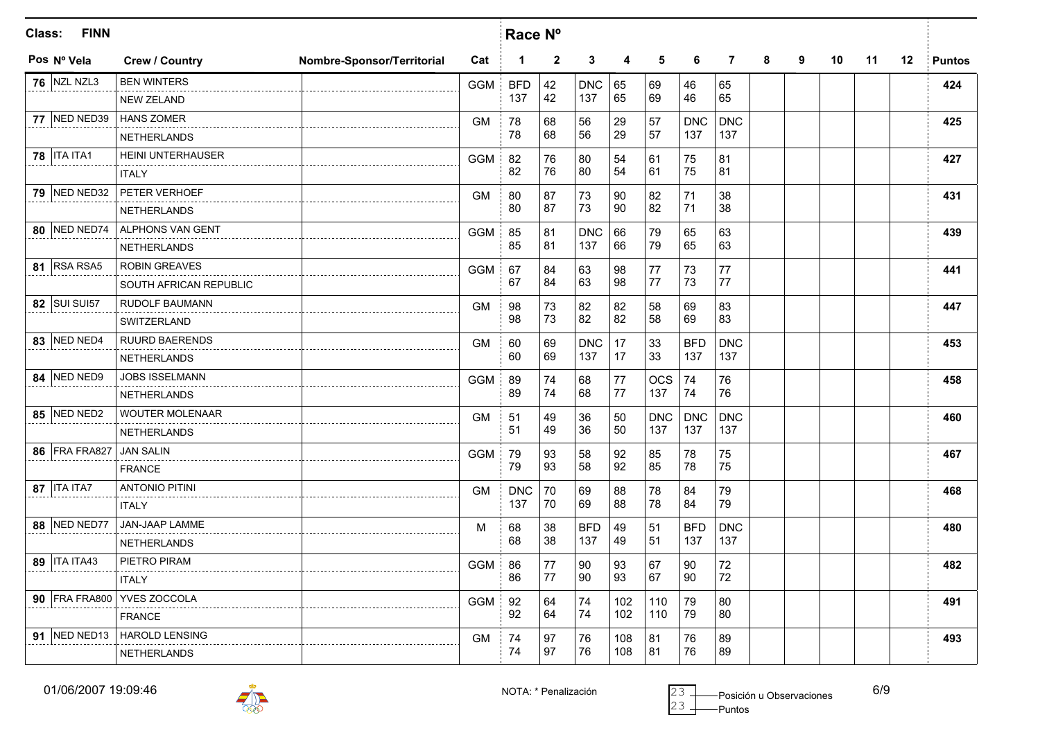**Class: FINN**

| Pos | Nº Vela | Crew / Country | Nombre-Sponsor/Territorial | Cat | 1 | 2 | 3 | 4 | 5 | 6 | 7 | 8 | 9 | 10 | 11 | 12 | Puntos |
|---|---|---|---|---|---|---|---|---|---|---|---|---|---|---|---|---|---|
| 76 | NZL NZL3 | BEN WINTERS<br>NEW ZEALAND | | GGM | BFD<br>137 | 42<br>42 | DNC<br>137 | 65<br>65 | 69<br>69 | 46<br>46 | 65<br>65 | | | | | | 424 |
| 77 | NED NED39 | HANS ZOMER<br>NETHERLANDS | | GM | 78<br>78 | 68<br>68 | 56<br>56 | 29<br>29 | 57<br>57 | DNC<br>137 | DNC<br>137 | | | | | | 425 |
| 78 | ITA ITA1 | HEINI UNTERHAUSER<br>ITALY | | GGM | 82<br>82 | 76<br>76 | 80<br>80 | 54<br>54 | 61<br>61 | 75<br>75 | 81<br>81 | | | | | | 427 |
| 79 | NED NED32 | PETER VERHOEF<br>NETHERLANDS | | GM | 80<br>80 | 87<br>87 | 73<br>73 | 90<br>90 | 82<br>82 | 71<br>71 | 38<br>38 | | | | | | 431 |
| 80 | NED NED74 | ALPHONS VAN GENT<br>NETHERLANDS | | GGM | 85<br>85 | 81<br>81 | DNC<br>137 | 66<br>66 | 79<br>79 | 65<br>65 | 63<br>63 | | | | | | 439 |
| 81 | RSA RSA5 | ROBIN GREAVES<br>SOUTH AFRICAN REPUBLIC | | GGM | 67<br>67 | 84<br>84 | 63<br>63 | 98<br>98 | 77<br>77 | 73<br>73 | 77<br>77 | | | | | | 441 |
| 82 | SUI SUI57 | RUDOLF BAUMANN<br>SWITZERLAND | | GM | 98<br>98 | 73<br>73 | 82<br>82 | 82<br>82 | 58<br>58 | 69<br>69 | 83<br>83 | | | | | | 447 |
| 83 | NED NED4 | RUURD BAERENDS<br>NETHERLANDS | | GM | 60<br>60 | 69<br>69 | DNC<br>137 | 17<br>17 | 33<br>33 | BFD<br>137 | DNC<br>137 | | | | | | 453 |
| 84 | NED NED9 | JOBS ISSELMANN<br>NETHERLANDS | | GGM | 89<br>89 | 74<br>74 | 68<br>68 | 77<br>77 | OCS<br>137 | 74<br>74 | 76<br>76 | | | | | | 458 |
| 85 | NED NED2 | WOUTER MOLENAAR<br>NETHERLANDS | | GM | 51<br>51 | 49<br>49 | 36<br>36 | 50<br>50 | DNC<br>137 | DNC<br>137 | DNC<br>137 | | | | | | 460 |
| 86 | FRA FRA827 | JAN SALIN<br>FRANCE | | GGM | 79<br>79 | 93<br>93 | 58<br>58 | 92<br>92 | 85<br>85 | 78<br>78 | 75<br>75 | | | | | | 467 |
| 87 | ITA ITA7 | ANTONIO PITINI<br>ITALY | | GM | DNC<br>137 | 70<br>70 | 69<br>69 | 88<br>88 | 78<br>78 | 84<br>84 | 79<br>79 | | | | | | 468 |
| 88 | NED NED77 | JAN-JAAP LAMME<br>NETHERLANDS | | M | 68<br>68 | 38<br>38 | BFD<br>137 | 49<br>49 | 51<br>51 | BFD<br>137 | DNC<br>137 | | | | | | 480 |
| 89 | ITA ITA43 | PIETRO PIRAM<br>ITALY | | GGM | 86<br>86 | 77<br>77 | 90<br>90 | 93<br>93 | 67<br>67 | 90<br>90 | 72<br>72 | | | | | | 482 |
| 90 | FRA FRA800 | YVES ZOCCOLA<br>FRANCE | | GGM | 92<br>92 | 64<br>64 | 74<br>74 | 102<br>102 | 110<br>110 | 79<br>79 | 80<br>80 | | | | | | 491 |
| 91 | NED NED13 | HAROLD LENSING<br>NETHERLANDS | | GM | 74<br>74 | 97<br>97 | 76<br>76 | 108<br>108 | 81<br>81 | 76<br>76 | 89<br>89 | | | | | | 493 |

01/06/2007 19:09:46

NOTA: * Penalización

23 — Posición u Observaciones
23 — Puntos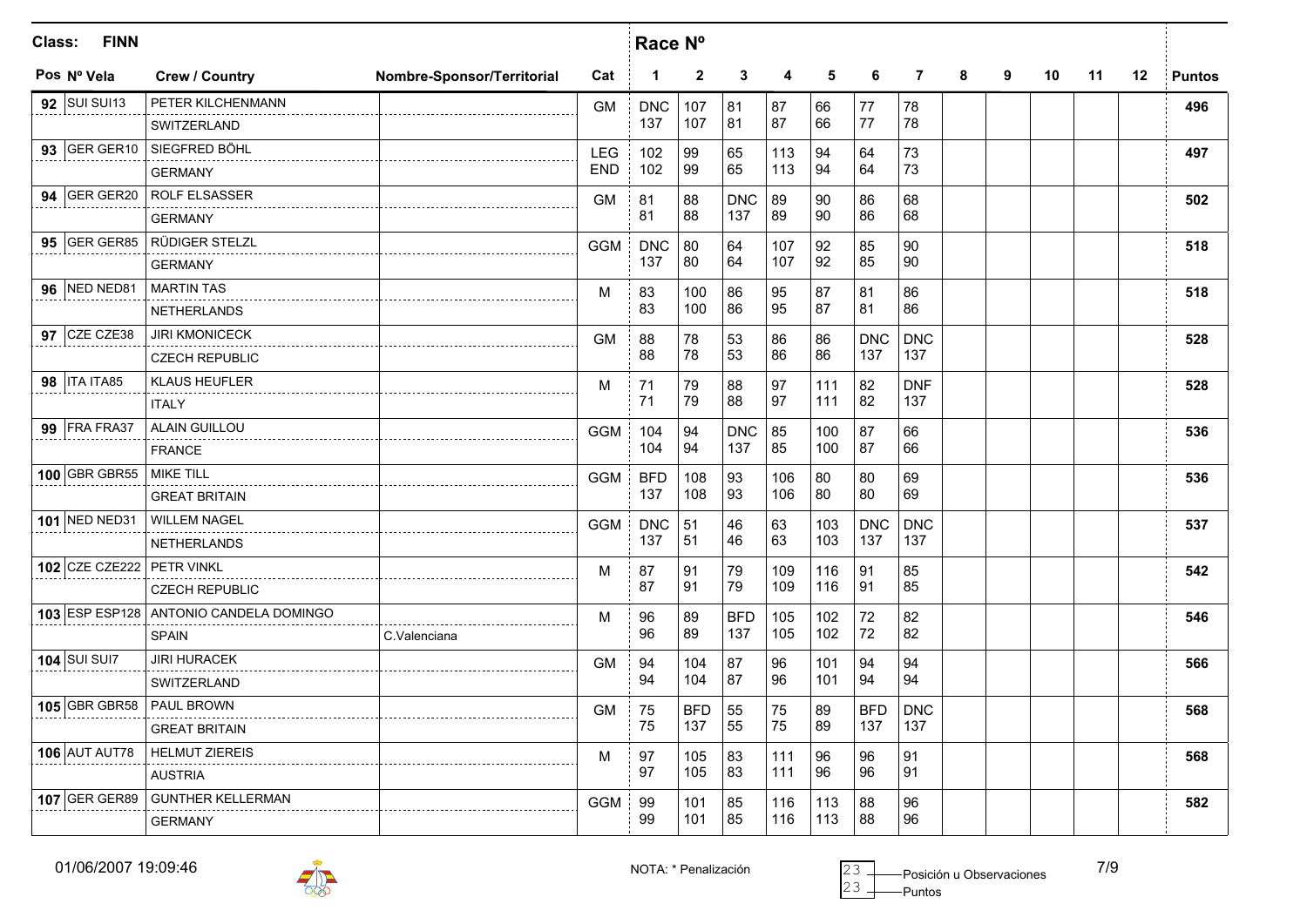**Class: FINN**

| Pos | Nº Vela | Crew / Country | Nombre-Sponsor/Territorial | Cat | 1 | 2 | 3 | 4 | 5 | 6 | 7 | 8 | 9 | 10 | 11 | 12 | Puntos |
|---|---|---|---|---|---|---|---|---|---|---|---|---|---|---|---|---|---|
| 92 | SUI SUI13 | PETER KILCHENMANN | | GM | DNC | 107 | 81 | 87 | 66 | 77 | 78 | | | | | | 496 |
| | | SWITZERLAND | | | 137 | 107 | 81 | 87 | 66 | 77 | 78 | | | | | | |
| 93 | GER GER10 | SIEGFRED BÖHL | | LEG | 102 | 99 | 65 | 113 | 94 | 64 | 73 | | | | | | 497 |
| | | GERMANY | | END | 102 | 99 | 65 | 113 | 94 | 64 | 73 | | | | | | |
| 94 | GER GER20 | ROLF ELSASSER | | GM | 81 | 88 | DNC | 89 | 90 | 86 | 68 | | | | | | 502 |
| | | GERMANY | | | 81 | 88 | 137 | 89 | 90 | 86 | 68 | | | | | | |
| 95 | GER GER85 | RÜDIGER STELZL | | GGM | DNC | 80 | 64 | 107 | 92 | 85 | 90 | | | | | | 518 |
| | | GERMANY | | | 137 | 80 | 64 | 107 | 92 | 85 | 90 | | | | | | |
| 96 | NED NED81 | MARTIN TAS | | M | 83 | 100 | 86 | 95 | 87 | 81 | 86 | | | | | | 518 |
| | | NETHERLANDS | | | 83 | 100 | 86 | 95 | 87 | 81 | 86 | | | | | | |
| 97 | CZE CZE38 | JIRI KMONICECK | | GM | 88 | 78 | 53 | 86 | 86 | DNC | DNC | | | | | | 528 |
| | | CZECH REPUBLIC | | | 88 | 78 | 53 | 86 | 86 | 137 | 137 | | | | | | |
| 98 | ITA ITA85 | KLAUS HEUFLER | | M | 71 | 79 | 88 | 97 | 111 | 82 | DNF | | | | | | 528 |
| | | ITALY | | | 71 | 79 | 88 | 97 | 111 | 82 | 137 | | | | | | |
| 99 | FRA FRA37 | ALAIN GUILLOU | | GGM | 104 | 94 | DNC | 85 | 100 | 87 | 66 | | | | | | 536 |
| | | FRANCE | | | 104 | 94 | 137 | 85 | 100 | 87 | 66 | | | | | | |
| 100 | GBR GBR55 | MIKE TILL | | GGM | BFD | 108 | 93 | 106 | 80 | 80 | 69 | | | | | | 536 |
| | | GREAT BRITAIN | | | 137 | 108 | 93 | 106 | 80 | 80 | 69 | | | | | | |
| 101 | NED NED31 | WILLEM NAGEL | | GGM | DNC | 51 | 46 | 63 | 103 | DNC | DNC | | | | | | 537 |
| | | NETHERLANDS | | | 137 | 51 | 46 | 63 | 103 | 137 | 137 | | | | | | |
| 102 | CZE CZE222 | PETR VINKL | | M | 87 | 91 | 79 | 109 | 116 | 91 | 85 | | | | | | 542 |
| | | CZECH REPUBLIC | | | 87 | 91 | 79 | 109 | 116 | 91 | 85 | | | | | | |
| 103 | ESP ESP128 | ANTONIO CANDELA DOMINGO | | M | 96 | 89 | BFD | 105 | 102 | 72 | 82 | | | | | | 546 |
| | | SPAIN | C.Valenciana | | 96 | 89 | 137 | 105 | 102 | 72 | 82 | | | | | | |
| 104 | SUI SUI7 | JIRI HURACEK | | GM | 94 | 104 | 87 | 96 | 101 | 94 | 94 | | | | | | 566 |
| | | SWITZERLAND | | | 94 | 104 | 87 | 96 | 101 | 94 | 94 | | | | | | |
| 105 | GBR GBR58 | PAUL BROWN | | GM | 75 | BFD | 55 | 75 | 89 | BFD | DNC | | | | | | 568 |
| | | GREAT BRITAIN | | | 75 | 137 | 55 | 75 | 89 | 137 | 137 | | | | | | |
| 106 | AUT AUT78 | HELMUT ZIEREIS | | M | 97 | 105 | 83 | 111 | 96 | 96 | 91 | | | | | | 568 |
| | | AUSTRIA | | | 97 | 105 | 83 | 111 | 96 | 96 | 91 | | | | | | |
| 107 | GER GER89 | GUNTHER KELLERMAN | | GGM | 99 | 101 | 85 | 116 | 113 | 88 | 96 | | | | | | 582 |
| | | GERMANY | | | 99 | 101 | 85 | 116 | 113 | 88 | 96 | | | | | | |

01/06/2007 19:09:46

NOTA: * Penalización

23 — Posición u Observaciones
23 — Puntos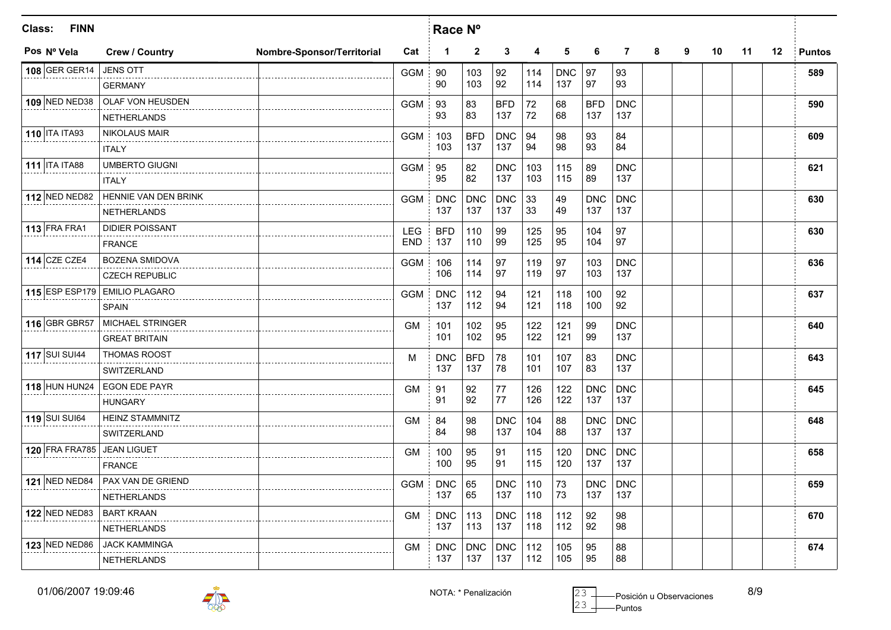Class: **FINN**

| Pos | Nº Vela | Crew / Country | Nombre-Sponsor/Territorial | Cat | 1 | 2 | 3 | 4 | 5 | 6 | 7 | 8 | 9 | 10 | 11 | 12 | Puntos |
|---|---|---|---|---|---|---|---|---|---|---|---|---|---|---|---|---|---|
| 108 | GER GER14 | JENS OTT<br>GERMANY | | GGM | 90<br>90 | 103<br>103 | 92<br>92 | 114<br>114 | DNC<br>137 | 97<br>97 | 93<br>93 | | | | | | 589 |
| 109 | NED NED38 | OLAF VON HEUSDEN<br>NETHERLANDS | | GGM | 93<br>93 | 83<br>83 | BFD<br>137 | 72<br>72 | 68<br>68 | BFD<br>137 | DNC<br>137 | | | | | | 590 |
| 110 | ITA ITA93 | NIKOLAUS MAIR<br>ITALY | | GGM | 103<br>103 | BFD<br>137 | DNC<br>137 | 94<br>94 | 98<br>98 | 93<br>93 | 84<br>84 | | | | | | 609 |
| 111 | ITA ITA88 | UMBERTO GIUGNI<br>ITALY | | GGM | 95<br>95 | 82<br>82 | DNC<br>137 | 103<br>103 | 115<br>115 | 89<br>89 | DNC<br>137 | | | | | | 621 |
| 112 | NED NED82 | HENNIE VAN DEN BRINK<br>NETHERLANDS | | GGM | DNC<br>137 | DNC<br>137 | DNC<br>137 | 33<br>33 | 49<br>49 | DNC<br>137 | DNC<br>137 | | | | | | 630 |
| 113 | FRA FRA1 | DIDIER POISSANT<br>FRANCE | | LEG END | BFD<br>137 | 110<br>110 | 99<br>99 | 125<br>125 | 95<br>95 | 104<br>104 | 97<br>97 | | | | | | 630 |
| 114 | CZE CZE4 | BOZENA SMIDOVA<br>CZECH REPUBLIC | | GGM | 106<br>106 | 114<br>114 | 97<br>97 | 119<br>119 | 97<br>97 | 103<br>103 | DNC<br>137 | | | | | | 636 |
| 115 | ESP ESP179 | EMILIO PLAGARO<br>SPAIN | | GGM | DNC<br>137 | 112<br>112 | 94<br>94 | 121<br>121 | 118<br>118 | 100<br>100 | 92<br>92 | | | | | | 637 |
| 116 | GBR GBR57 | MICHAEL STRINGER<br>GREAT BRITAIN | | GM | 101<br>101 | 102<br>102 | 95<br>95 | 122<br>122 | 121<br>121 | 99<br>99 | DNC<br>137 | | | | | | 640 |
| 117 | SUI SUI44 | THOMAS ROOST<br>SWITZERLAND | | M | DNC<br>137 | BFD<br>137 | 78<br>78 | 101<br>101 | 107<br>107 | 83<br>83 | DNC<br>137 | | | | | | 643 |
| 118 | HUN HUN24 | EGON EDE PAYR<br>HUNGARY | | GM | 91<br>91 | 92<br>92 | 77<br>77 | 126<br>126 | 122<br>122 | DNC<br>137 | DNC<br>137 | | | | | | 645 |
| 119 | SUI SUI64 | HEINZ STAMMNITZ<br>SWITZERLAND | | GM | 84<br>84 | 98<br>98 | DNC<br>137 | 104<br>104 | 88<br>88 | DNC<br>137 | DNC<br>137 | | | | | | 648 |
| 120 | FRA FRA785 | JEAN LIGUET<br>FRANCE | | GM | 100<br>100 | 95<br>95 | 91<br>91 | 115<br>115 | 120<br>120 | DNC<br>137 | DNC<br>137 | | | | | | 658 |
| 121 | NED NED84 | PAX VAN DE GRIEND<br>NETHERLANDS | | GGM | DNC<br>137 | 65<br>65 | DNC<br>137 | 110<br>110 | 73<br>73 | DNC<br>137 | DNC<br>137 | | | | | | 659 |
| 122 | NED NED83 | BART KRAAN<br>NETHERLANDS | | GM | DNC<br>137 | 113<br>113 | DNC<br>137 | 118<br>118 | 112<br>112 | 92<br>92 | 98<br>98 | | | | | | 670 |
| 123 | NED NED86 | JACK KAMMINGA<br>NETHERLANDS | | GM | DNC<br>137 | DNC<br>137 | DNC<br>137 | 112<br>112 | 105<br>105 | 95<br>95 | 88<br>88 | | | | | | 674 |

01/06/2007 19:09:46

NOTA: * Penalización

23 — Posición u Observaciones
23 — Puntos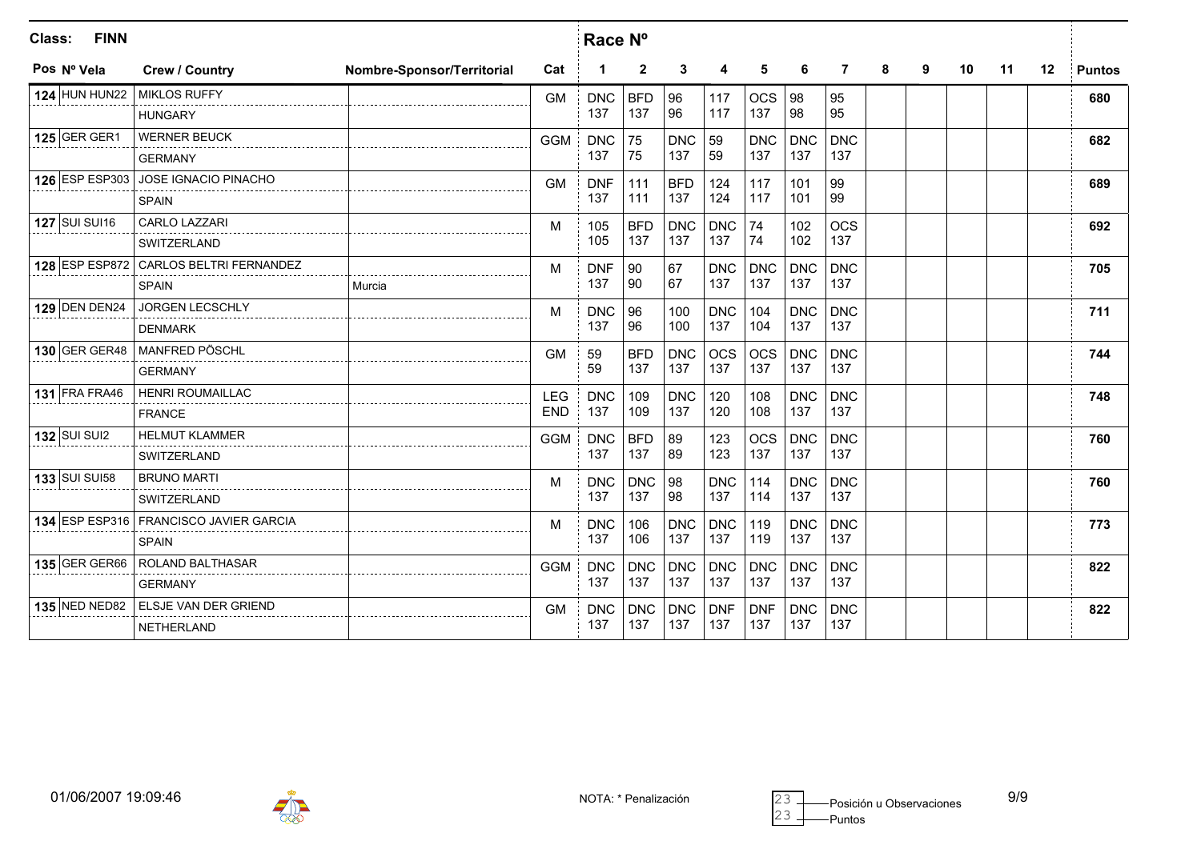**Class: FINN**

| Pos | Nº Vela | Crew / Country | Nombre-Sponsor/Territorial | Cat | 1 | 2 | 3 | 4 | 5 | 6 | 7 | 8 | 9 | 10 | 11 | 12 | Puntos |
|---|---|---|---|---|---|---|---|---|---|---|---|---|---|---|---|---|---|
| | | | | | Race Nº | | | | | | | | | | | | |
| **124** | HUN HUN22 | MIKLOS RUFFY<br>HUNGARY | | GM | DNC<br>137 | BFD<br>137 | 96<br>96 | 117<br>117 | OCS<br>137 | 98<br>98 | 95<br>95 | | | | | | **680** |
| **125** | GER GER1 | WERNER BEUCK<br>GERMANY | | GGM | DNC<br>137 | 75<br>75 | DNC<br>137 | 59<br>59 | DNC<br>137 | DNC<br>137 | DNC<br>137 | | | | | | **682** |
| **126** | ESP ESP303 | JOSE IGNACIO PINACHO<br>SPAIN | | GM | DNF<br>137 | 111<br>111 | BFD<br>137 | 124<br>124 | 117<br>117 | 101<br>101 | 99<br>99 | | | | | | **689** |
| **127** | SUI SUI16 | CARLO LAZZARI<br>SWITZERLAND | | M | 105<br>105 | BFD<br>137 | DNC<br>137 | DNC<br>137 | 74<br>74 | 102<br>102 | OCS<br>137 | | | | | | **692** |
| **128** | ESP ESP872 | CARLOS BELTRI FERNANDEZ<br>SPAIN | Murcia | M | DNF<br>137 | 90<br>90 | 67<br>67 | DNC<br>137 | DNC<br>137 | DNC<br>137 | DNC<br>137 | | | | | | **705** |
| **129** | DEN DEN24 | JORGEN LECSCHLY<br>DENMARK | | M | DNC<br>137 | 96<br>96 | 100<br>100 | DNC<br>137 | 104<br>104 | DNC<br>137 | DNC<br>137 | | | | | | **711** |
| **130** | GER GER48 | MANFRED PÖSCHL<br>GERMANY | | GM | 59<br>59 | BFD<br>137 | DNC<br>137 | OCS<br>137 | OCS<br>137 | DNC<br>137 | DNC<br>137 | | | | | | **744** |
| **131** | FRA FRA46 | HENRI ROUMAILLAC<br>FRANCE | | LEG END | DNC<br>137 | 109<br>109 | DNC<br>137 | 120<br>120 | 108<br>108 | DNC<br>137 | DNC<br>137 | | | | | | **748** |
| **132** | SUI SUI2 | HELMUT KLAMMER<br>SWITZERLAND | | GGM | DNC<br>137 | BFD<br>137 | 89<br>89 | 123<br>123 | OCS<br>137 | DNC<br>137 | DNC<br>137 | | | | | | **760** |
| **133** | SUI SUI58 | BRUNO MARTI<br>SWITZERLAND | | M | DNC<br>137 | DNC<br>137 | 98<br>98 | DNC<br>137 | 114<br>114 | DNC<br>137 | DNC<br>137 | | | | | | **760** |
| **134** | ESP ESP316 | FRANCISCO JAVIER GARCIA<br>SPAIN | | M | DNC<br>137 | 106<br>106 | DNC<br>137 | DNC<br>137 | 119<br>119 | DNC<br>137 | DNC<br>137 | | | | | | **773** |
| **135** | GER GER66 | ROLAND BALTHASAR<br>GERMANY | | GGM | DNC<br>137 | DNC<br>137 | DNC<br>137 | DNC<br>137 | DNC<br>137 | DNC<br>137 | DNC<br>137 | | | | | | **822** |
| **135** | NED NED82 | ELSJE VAN DER GRIEND<br>NETHERLAND | | GM | DNC<br>137 | DNC<br>137 | DNC<br>137 | DNF<br>137 | DNF<br>137 | DNC<br>137 | DNC<br>137 | | | | | | **822** |

01/06/2007 19:09:46

NOTA: * Penalización

23 — Posición u Observaciones
23 — Puntos